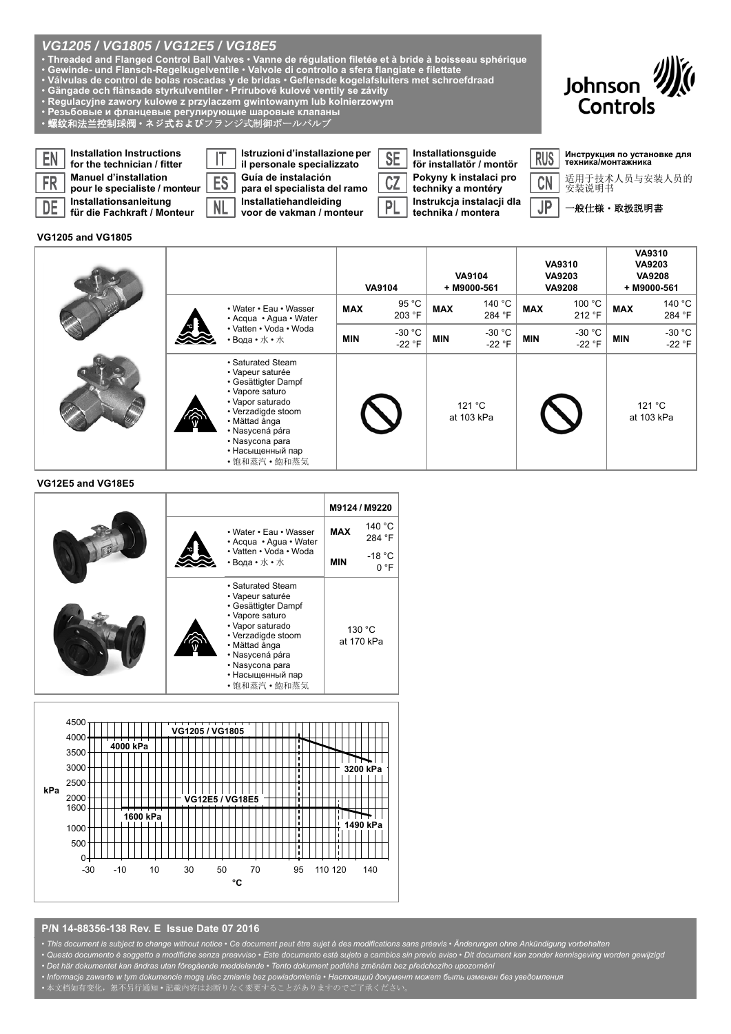# VG1205 / VG1805 / VG12E5 / VG18E5

- **Threaded and Flanged Control Ball Valves • Vanne de régulation filetée et à bride à boisseau sphérique**
- **Gewinde- und Flansch-Regelkugelventile • Valvole di controllo a sfera flangiate e filettate**
- **Válvulas de control de bolas roscadas y de bridas • Geflensde kogelafsluiters met schroefdraad**
- **Gängade och flänsade styrkulventiler • Přírubové kulové ventily se závity**
- **Regulacyjne zawory kulowe z przyłączem gwintowanym lub kołnierzowym**
- **Резьбовые и фланцевые регулирующие шаровые клапаны**
- **螺纹和法兰控制球阀 • ネジ式およびフランジ式制御ボールバルブ**

Johnson Controls

| | | |
|---|---|---|
| EN | **Installation Instructions for the technician / fitter** | |
| FR | **Manuel d'installation pour le spécialiste / monteur** | |
| DE | **Installationsanleitung für die Fachkraft / Monteur** | |
| IT | **Istruzioni d'installazione per il personale specializzato** | |
| ES | **Guía de instalación para el especialista del ramo** | |
| NL | **Installatiehandleiding voor de vakman / monteur** | |
| SE | **Installationsguide för installatör / montör** | |
| CZ | **Pokyny k instalaci pro techniky a montéry** | |
| PL | **Instrukcja instalacji dla technika / montera** | |
| RUS | **Инструкция по установке для техника/монтажника** | |
| CN | 适用于技术人员与安装人员的安装说明书 | |
| JP | **一般仕様・取扱説明書** | |

**VG1205 and VG1805**

| | VA9104 | | VA9104 + M9000-561 | | VA9310 VA9203 VA9208 | | VA9310 VA9203 VA9208 + M9000-561 | |
|---|---|---|---|---|---|---|---|---|
| • Water • Eau • Wasser • Acqua • Agua • Water • Vatten • Voda • Woda • Вода • 水 • 水 | MAX | 95 °C 203 °F | MAX | 140 °C 284 °F | MAX | 100 °C 212 °F | MAX | 140 °C 284 °F |
| | MIN | -30 °C -22 °F | MIN | -30 °C -22 °F | MIN | -30 °C -22 °F | MIN | -30 °C -22 °F |
| • Saturated Steam • Vapeur saturée • Gesättigter Dampf • Vapore saturo • Vapor saturado • Verzadigde stoom • Mättad ånga • Nasycená pára • Nasycona para • Насыщенный пар • 饱和蒸汽 • 飽和蒸気 | ⃠ | | 121 °C at 103 kPa | | ⃠ | | 121 °C at 103 kPa | |

**VG12E5 and VG18E5**

| | M9124 / M9220 | |
|---|---|---|
| • Water • Eau • Wasser • Acqua • Agua • Water • Vatten • Voda • Woda • Вода • 水 • 水 | MAX | 140 °C 284 °F |
| | MIN | -18 °C 0 °F |
| • Saturated Steam • Vapeur saturée • Gesättigter Dampf • Vapore saturo • Vapor saturado • Verzadigde stoom • Mättad ånga • Nasycená pára • Nasycona para • Насыщенный пар • 饱和蒸汽 • 飽和蒸気 | 130 °C at 170 kPa | |

Pressure/temperature chart (kPa vs. °C): VG1205 / VG1805 — 4000 kPa up to 95 °C, decreasing to 3200 kPa at 140 °C. VG12E5 / VG18E5 — 1600 kPa from -10 °C up to 120 °C, decreasing to 1490 kPa at 140 °C.

**P/N 14-88356-138 Rev. E Issue Date 07 2016**

*• This document is subject to change without notice • Ce document peut être sujet à des modifications sans préavis • Änderungen ohne Ankündigung vorbehalten*
*• Questo documento è soggetto a modifiche senza preavviso • Este documento está sujeto a cambios sin previo aviso • Dit document kan zonder kennisgeving worden gewijzigd*
*• Det här dokumentet kan ändras utan föregående meddelande • Tento dokument podléhá změnám bez předchozího upozornění*
*• Informacje zawarte w tym dokumencie mogą ulec zmianie bez powiadomienia • Настоящий документ может быть изменен без уведомления*
• 本文档如有变化，恕不另行通知 • 記載内容はお断りなく変更することがありますのでご了承ください。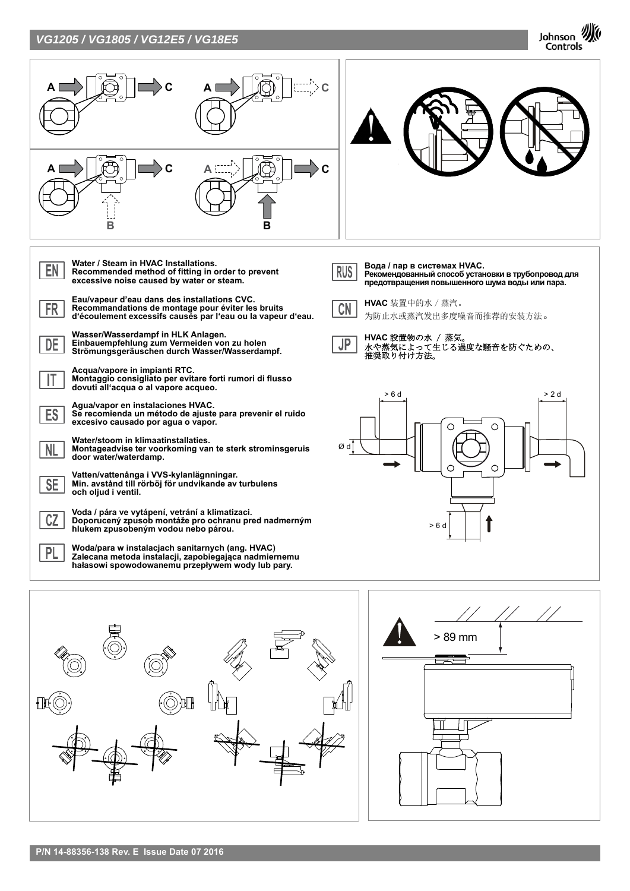A C
A C
A C
B
A C
B

**EN** Water / Steam in HVAC Installations.
Recommended method of fitting in order to prevent excessive noise caused by water or steam.

**FR** Eau/vapeur d'eau dans des installations CVC.
Recommandations de montage pour éviter les bruits d'écoulement excessifs causés par l'eau ou la vapeur d'eau.

**DE** Wasser/Wasserdampf in HLK Anlagen.
Einbauempfehlung zum Vermeiden von zu holen Strömungsgeräuschen durch Wasser/Wasserdampf.

**IT** Acqua/vapore in impianti RTC.
Montaggio consigliato per evitare forti rumori di flusso dovuti all'acqua o al vapore acqueo.

**ES** Agua/vapor en instalaciones HVAC.
Se recomienda un método de ajuste para prevenir el ruido excesivo causado por agua o vapor.

**NL** Water/stoom in klimaatinstallaties.
Montageadvise ter voorkoming van te sterk stromingsgeruis door water/waterdamp.

**SE** Vatten/vattenånga i VVS-kylanlägnningar.
Min. avstånd till rörböj för undvikande av turbulens och oljud i ventil.

**CZ** Voda / pára ve vytápení, vetrání a klimatizaci.
Doporucený zpusob montáže pro ochranu pred nadmerným hlukem zpusobeným vodou nebo párou.

**PL** Woda/para w instalacjach sanitarnych (ang. HVAC)
Zalecana metoda instalacji, zapobiegająca nadmiernemu hałasowi spowodowanemu przepływem wody lub pary.

**RUS** Вода / пар в системах HVAC.
Рекомендованный способ установки в трубопровод для предотвращения повышенного шума воды или пара.

**CN** HVAC 装置中的水／蒸汽。
为防止水或蒸汽发出多度噪音而推荐的安装方法。

**JP** HVAC 設置物の水 ／ 蒸気。
水や蒸気によって生じる過度な騒音を防ぐための、推奨取り付け方法。

> 6 d
> 2 d
Ø d
> 6 d

> 89 mm

P/N 14-88356-138 Rev. E Issue Date 07 2016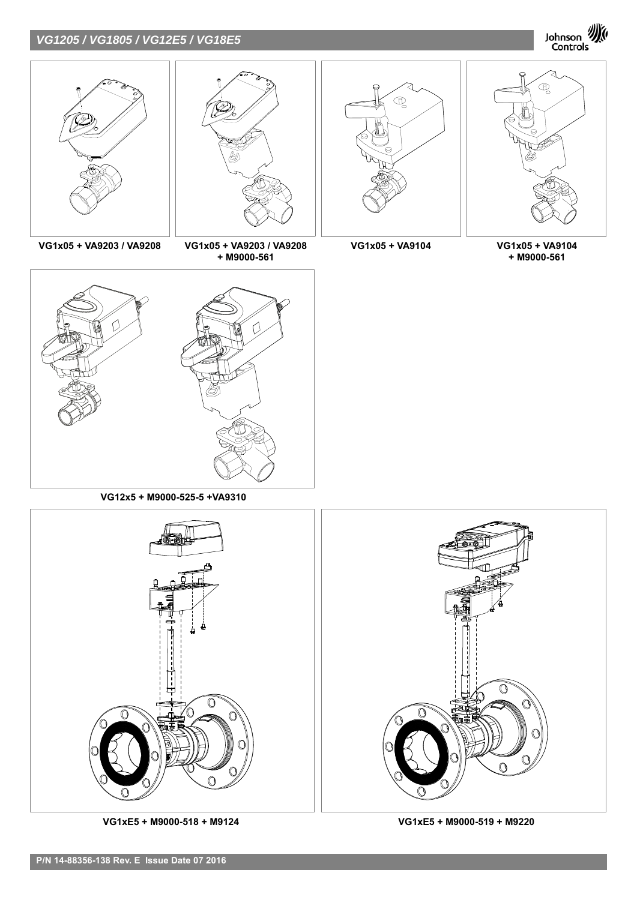VG1x05 + VA9203 / VA9208

VG1x05 + VA9203 / VA9208 + M9000-561

VG1x05 + VA9104

VG1x05 + VA9104 + M9000-561

VG12x5 + M9000-525-5 +VA9310

VG1xE5 + M9000-518 + M9124

VG1xE5 + M9000-519 + M9220

P/N 14-88356-138 Rev. E Issue Date 07 2016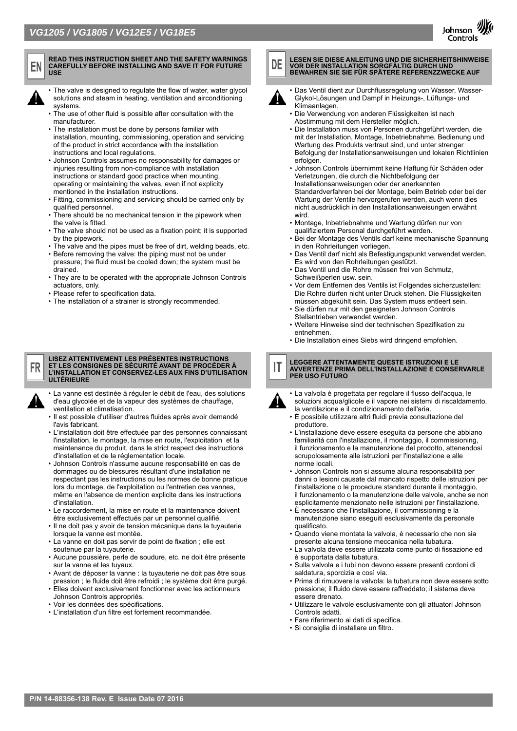# VG1205 / VG1805 / VG12E5 / VG18E5

## EN

**READ THIS INSTRUCTION SHEET AND THE SAFETY WARNINGS CAREFULLY BEFORE INSTALLING AND SAVE IT FOR FUTURE USE**

- The valve is designed to regulate the flow of water, water glycol solutions and steam in heating, ventilation and airconditioning systems.
- The use of other fluid is possible after consultation with the manufacturer.
- The installation must be done by persons familiar with installation, mounting, commissioning, operation and servicing of the product in strict accordance with the installation instructions and local regulations.
- Johnson Controls assumes no responsability for damages or injuries resulting from non-compliance with installation instructions or standard good practice when mounting, operating or maintaining the valves, even if not explicity mentioned in the installation instructions.
- Fitting, commissioning and servicing should be carried only by qualified personnel.
- There should be no mechanical tension in the pipework when the valve is fitted.
- The valve should not be used as a fixation point; it is supported by the pipework.
- The valve and the pipes must be free of dirt, welding beads, etc.
- Before removing the valve: the piping must not be under pressure; the fluid must be cooled down; the system must be drained.
- They are to be operated with the appropriate Johnson Controls actuators, only.
- Please refer to specification data.
- The installation of a strainer is strongly recommended.

## DE

**LESEN SIE DIESE ANLEITUNG UND DIE SICHERHEITSHINWEISE VOR DER INSTALLATION SORGFÄLTIG DURCH UND BEWAHREN SIE SIE FÜR SPÄTERE REFERENZZWECKE AUF**

- Das Ventil dient zur Durchflussregelung von Wasser, Wasser-Glykol-Lösungen und Dampf in Heizungs-, Lüftungs- und Klimaanlagen.
- Die Verwendung von anderen Flüssigkeiten ist nach Abstimmung mit dem Hersteller möglich.
- Die Installation muss von Personen durchgeführt werden, die mit der Installation, Montage, Inbetriebnahme, Bedienung und Wartung des Produkts vertraut sind, und unter strenger Befolgung der Installationsanweisungen und lokalen Richtlinien erfolgen.
- Johnson Controls übernimmt keine Haftung für Schäden oder Verletzungen, die durch die Nichtbefolgung der Installationsanweisungen oder der anerkannten Standardverfahren bei der Montage, beim Betrieb oder bei der Wartung der Ventile hervorgerufen werden, auch wenn dies nicht ausdrücklich in den Installationsanweisungen erwähnt wird.
- Montage, Inbetriebnahme und Wartung dürfen nur von qualifiziertem Personal durchgeführt werden.
- Bei der Montage des Ventils darf keine mechanische Spannung in den Rohrleitungen vorliegen.
- Das Ventil darf nicht als Befestigungspunkt verwendet werden. Es wird von den Rohrleitungen gestützt.
- Das Ventil und die Rohre müssen frei von Schmutz, Schweißperlen usw. sein.
- Vor dem Entfernen des Ventils ist Folgendes sicherzustellen: Die Rohre dürfen nicht unter Druck stehen. Die Flüssigkeiten müssen abgekühlt sein. Das System muss entleert sein.
- Sie dürfen nur mit den geeigneten Johnson Controls Stellantrieben verwendet werden.
- Weitere Hinweise sind der technischen Spezifikation zu entnehmen.
- Die Installation eines Siebs wird dringend empfohlen.

## FR

**LISEZ ATTENTIVEMENT LES PRÉSENTES INSTRUCTIONS ET LES CONSIGNES DE SÉCURITÉ AVANT DE PROCÉDER À L'INSTALLATION ET CONSERVEZ-LES AUX FINS D'UTILISATION ULTÉRIEURE**

- La vanne est destinée à réguler le débit de l'eau, des solutions d'eau glycolée et de la vapeur des systèmes de chauffage, ventilation et climatisation.
- Il est possible d'utiliser d'autres fluides après avoir demandé l'avis fabricant.
- L'installation doit être effectuée par des personnes connaissant l'installation, le montage, la mise en route, l'exploitation et la maintenance du produit, dans le strict respect des instructions d'installation et de la réglementation locale.
- Johnson Controls n'assume aucune responsabilité en cas de dommages ou de blessures résultant d'une installation ne respectant pas les instructions ou les normes de bonne pratique lors du montage, de l'exploitation ou l'entretien des vannes, même en l'absence de mention explicite dans les instructions d'installation.
- Le raccordement, la mise en route et la maintenance doivent être exclusivement effectués par un personnel qualifié.
- Il ne doit pas y avoir de tension mécanique dans la tuyauterie lorsque la vanne est montée.
- La vanne en doit pas servir de point de fixation ; elle est soutenue par la tuyauterie.
- Aucune poussière, perle de soudure, etc. ne doit être présente sur la vanne et les tuyaux.
- Avant de déposer la vanne : la tuyauterie ne doit pas être sous pression ; le fluide doit être refroidi ; le système doit être purgé.
- Elles doivent exclusivement fonctionner avec les actionneurs Johnson Controls appropriés.
- Voir les données des spécifications.
- L'installation d'un filtre est fortement recommandée.

## IT

**LEGGERE ATTENTAMENTE QUESTE ISTRUZIONI E LE AVVERTENZE PRIMA DELL'INSTALLAZIONE E CONSERVARLE PER USO FUTURO**

- La valvola è progettata per regolare il flusso dell'acqua, le soluzioni acqua/glicole e il vapore nei sistemi di riscaldamento, la ventilazione e il condizionamento dell'aria.
- È possibile utilizzare altri fluidi previa consultazione del produttore.
- L'installazione deve essere eseguita da persone che abbiano familiarità con l'installazione, il montaggio, il commissioning, il funzionamento e la manutenzione del prodotto, attenendosi scrupolosamente alle istruzioni per l'installazione e alle norme locali.
- Johnson Controls non si assume alcuna responsabilità per danni o lesioni causate dal mancato rispetto delle istruzioni per l'installazione o le procedure standard durante il montaggio, il funzionamento o la manutenzione delle valvole, anche se non esplicitamente menzionato nelle istruzioni per l'installazione.
- È necessario che l'installazione, il commissioning e la manutenzione siano eseguiti esclusivamente da personale qualificato.
- Quando viene montata la valvola, è necessario che non sia presente alcuna tensione meccanica nella tubatura.
- La valvola deve essere utilizzata come punto di fissazione ed è supportata dalla tubatura.
- Sulla valvola e i tubi non devono essere presenti cordoni di saldatura, sporcizia e così via.
- Prima di rimuovere la valvola: la tubatura non deve essere sotto pressione; il fluido deve essere raffreddato; il sistema deve essere drenato.
- Utilizzare le valvole esclusivamente con gli attuatori Johnson Controls adatti.
- Fare riferimento ai dati di specifica.
- Si consiglia di installare un filtro.

P/N 14-88356-138 Rev. E Issue Date 07 2016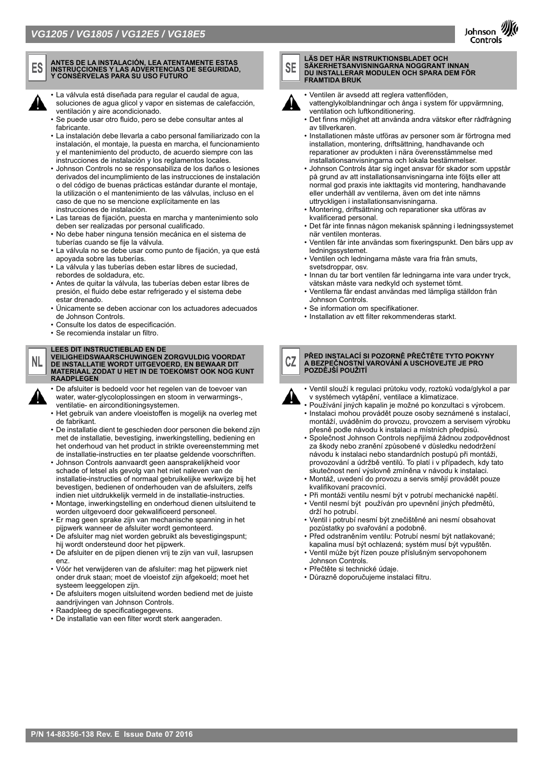## ES

**ANTES DE LA INSTALACIÓN, LEA ATENTAMENTE ESTAS INSTRUCCIONES Y LAS ADVERTENCIAS DE SEGURIDAD, Y CONSÉRVELAS PARA SU USO FUTURO**

- La válvula está diseñada para regular el caudal de agua, soluciones de agua glicol y vapor en sistemas de calefacción, ventilación y aire acondicionado.
- Se puede usar otro fluido, pero se debe consultar antes al fabricante.
- La instalación debe llevarla a cabo personal familiarizado con la instalación, el montaje, la puesta en marcha, el funcionamiento y el mantenimiento del producto, de acuerdo siempre con las instrucciones de instalación y los reglamentos locales.
- Johnson Controls no se responsabiliza de los daños o lesiones derivados del incumplimiento de las instrucciones de instalación o del código de buenas prácticas estándar durante el montaje, la utilización o el mantenimiento de las válvulas, incluso en el caso de que no se mencione explícitamente en las instrucciones de instalación.
- Las tareas de fijación, puesta en marcha y mantenimiento solo deben ser realizadas por personal cualificado.
- No debe haber ninguna tensión mecánica en el sistema de tuberías cuando se fije la válvula.
- La válvula no se debe usar como punto de fijación, ya que está apoyada sobre las tuberías.
- La válvula y las tuberías deben estar libres de suciedad, rebordes de soldadura, etc.
- Antes de quitar la válvula, las tuberías deben estar libres de presión, el fluido debe estar refrigerado y el sistema debe estar drenado.
- Únicamente se deben accionar con los actuadores adecuados de Johnson Controls.
- Consulte los datos de especificación.
- Se recomienda instalar un filtro.

## NL

**LEES DIT INSTRUCTIEBLAD EN DE VEILIGHEIDSWAARSCHUWINGEN ZORGVULDIG VOORDAT DE INSTALLATIE WORDT UITGEVOERD, EN BEWAAR DIT MATERIAAL ZODAT U HET IN DE TOEKOMST OOK NOG KUNT RAADPLEGEN**

- De afsluiter is bedoeld voor het regelen van de toevoer van water, water-glycoloplossingen en stoom in verwarmings-, ventilatie- en airconditioningsystemen.
- Het gebruik van andere vloeistoffen is mogelijk na overleg met de fabrikant.
- De installatie dient te geschieden door personen die bekend zijn met de installatie, bevestiging, inwerkingstelling, bediening en het onderhoud van het product in strikte overeenstemming met de installatie-instructies en ter plaatse geldende voorschriften.
- Johnson Controls aanvaardt geen aansprakelijkheid voor schade of letsel als gevolg van het niet naleven van de installatie-instructies of normaal gebruikelijke werkwijze bij het bevestigen, bedienen of onderhouden van de afsluiters, zelfs indien niet uitdrukkelijk vermeld in de installatie-instructies.
- Montage, inwerkingstelling en onderhoud dienen uitsluitend te worden uitgevoerd door gekwalificeerd personeel.
- Er mag geen sprake zijn van mechanische spanning in het pijpwerk wanneer de afsluiter wordt gemonteerd.
- De afsluiter mag niet worden gebruikt als bevestigingspunt; hij wordt ondersteund door het pijpwerk.
- De afsluiter en de pijpen dienen vrij te zijn van vuil, lasrupsen enz.
- Vóór het verwijderen van de afsluiter: mag het pijpwerk niet onder druk staan; moet de vloeistof zijn afgekoeld; moet het systeem leeggelopen zijn.
- De afsluiters mogen uitsluitend worden bediend met de juiste aandrijvingen van Johnson Controls.
- Raadpleeg de specificatiegegevens.
- De installatie van een filter wordt sterk aangeraden.

## SE

**LÄS DET HÄR INSTRUKTIONSBLADET OCH SÄKERHETSANVISNINGARNA NOGGRANT INNAN DU INSTALLERAR MODULEN OCH SPARA DEM FÖR FRAMTIDA BRUK**

- Ventilen är avsedd att reglera vattenflöden, vattenglykolblandningar och ånga i system för uppvärmning, ventilation och luftkonditionering.
- Det finns möjlighet att använda andra vätskor efter rådfrågning av tillverkaren.
- Installationen måste utföras av personer som är förtrogna med installation, montering, driftsättning, handhavande och reparationer av produkten i nära överensstämmelse med installationsanvisningarna och lokala bestämmelser.
- Johnson Controls åtar sig inget ansvar för skador som uppstår på grund av att installationsanvisningarna inte följts eller att normal god praxis inte iakttagits vid montering, handhavande eller underhåll av ventilerna, även om det inte nämns uttryckligen i installationsanvisningarna.
- Montering, driftsättning och reparationer ska utföras av kvalificerad personal.
- Det får inte finnas någon mekanisk spänning i ledningssystemet när ventilen monteras.
- Ventilen får inte användas som fixeringspunkt. Den bärs upp av ledningssystemet.
- Ventilen och ledningarna måste vara fria från smuts, svetsdroppar, osv.
- Innan du tar bort ventilen får ledningarna inte vara under tryck, vätskan måste vara nedkyld och systemet tömt.
- Ventilerna får endast användas med lämpliga ställdon från Johnson Controls.
- Se information om specifikationer.
- Installation av ett filter rekommenderas starkt.

## CZ

**PŘED INSTALACÍ SI POZORNĚ PŘEČTĚTE TYTO POKYNY A BEZPEČNOSTNÍ VAROVÁNÍ A USCHOVEJTE JE PRO POZDĚJŠÍ POUŽITÍ**

- Ventil slouží k regulaci průtoku vody, roztoků voda/glykol a par v systémech vytápění, ventilace a klimatizace.
- Používání jiných kapalin je možné po konzultaci s výrobcem.
- Instalaci mohou provádět pouze osoby seznámené s instalací, montáží, uváděním do provozu, provozem a servisem výrobku přesně podle návodu k instalaci a místních předpisů.
- Společnost Johnson Controls nepřijímá žádnou zodpovědnost za škody nebo zranění způsobené v důsledku nedodržení návodu k instalaci nebo standardních postupů při montáži, provozování a údržbě ventilů. To platí i v případech, kdy tato skutečnost není výslovně zmíněna v návodu k instalaci.
- Montáž, uvedení do provozu a servis smějí provádět pouze kvalifikovaní pracovníci.
- Při montáži ventilu nesmí být v potrubí mechanické napětí.
- Ventil nesmí být používán pro upevnění jiných předmětů, drží ho potrubí.
- Ventil i potrubí nesmí být znečištěné ani nesmí obsahovat pozůstatky po svařování a podobně.
- Před odstraněním ventilu: Potrubí nesmí být natlakované; kapalina musí být ochlazená; systém musí být vypuštěn.
- Ventil může být řízen pouze příslušným servopohonem Johnson Controls.
- Přečtěte si technické údaje.
- Důrazně doporučujeme instalaci filtru.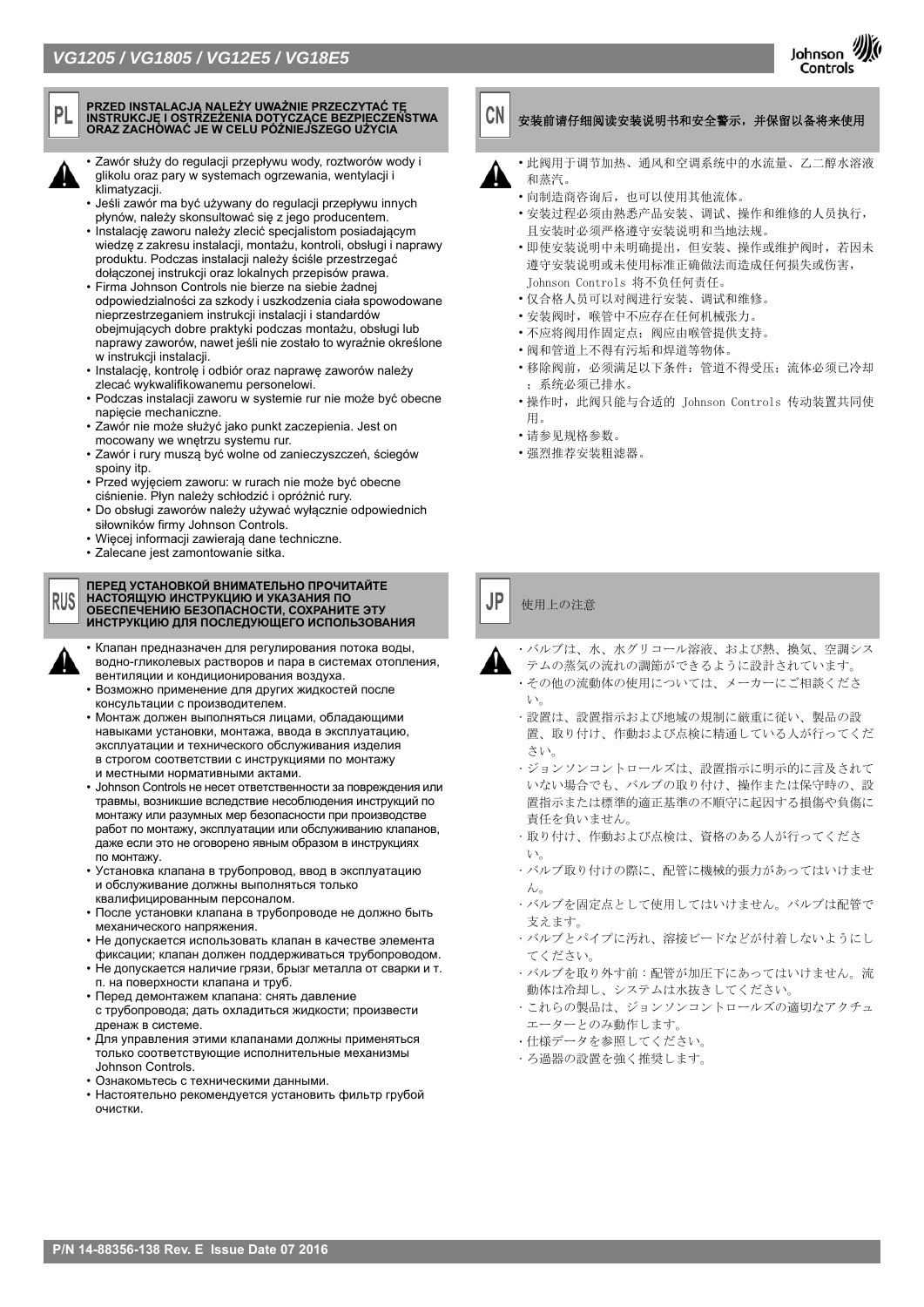## PL

**PRZED INSTALACJĄ NALEŻY UWAŻNIE PRZECZYTAĆ TĘ INSTRUKCJĘ I OSTRZEŻENIA DOTYCZĄCE BEZPIECZEŃSTWA ORAZ ZACHOWAĆ JE W CELU PÓŹNIEJSZEGO UŻYCIA**

- Zawór służy do regulacji przepływu wody, roztworów wody i glikolu oraz pary w systemach ogrzewania, wentylacji i klimatyzacji.
- Jeśli zawór ma być używany do regulacji przepływu innych płynów, należy skonsultować się z jego producentem.
- Instalację zaworu należy zlecić specjalistom posiadającym wiedzę z zakresu instalacji, montażu, kontroli, obsługi i naprawy produktu. Podczas instalacji należy ściśle przestrzegać dołączonej instrukcji oraz lokalnych przepisów prawa.
- Firma Johnson Controls nie bierze na siebie żadnej odpowiedzialności za szkody i uszkodzenia ciała spowodowane nieprzestrzeganiem instrukcji instalacji i standardów obejmujących dobre praktyki podczas montażu, obsługi lub naprawy zaworów, nawet jeśli nie zostało to wyraźnie określone w instrukcji instalacji.
- Instalację, kontrolę i odbiór oraz naprawę zaworów należy zlecać wykwalifikowanemu personelowi.
- Podczas instalacji zaworu w systemie rur nie może być obecne napięcie mechaniczne.
- Zawór nie może służyć jako punkt zaczepienia. Jest on mocowany we wnętrzu systemu rur.
- Zawór i rury muszą być wolne od zanieczyszczeń, ściegów spoiny itp.
- Przed wyjęciem zaworu: w rurach nie może być obecne ciśnienie. Płyn należy schłodzić i opróżnić rury.
- Do obsługi zaworów należy używać wyłącznie odpowiednich siłowników firmy Johnson Controls.
- Więcej informacji zawierają dane techniczne.
- Zalecane jest zamontowanie sitka.

## CN

**安装前请仔细阅读安装说明书和安全警示，并保留以备将来使用**

- 此阀用于调节加热、通风和空调系统中的水流量、乙二醇水溶液和蒸汽。
- 向制造商咨询后，也可以使用其他流体。
- 安装过程必须由熟悉产品安装、调试、操作和维修的人员执行，且安装时必须严格遵守安装说明和当地法规。
- 即使安装说明中未明确提出，但安装、操作或维护阀门时，若因未遵守安装说明或未使用标准正确做法而造成任何损失或伤害，Johnson Controls 将不负任何责任。
- 仅合格人员可以对阀进行安装、调试和维修。
- 安装阀时，喉管中不应存在任何机械张力。
- 不应将阀用作固定点；阀应由喉管提供支持。
- 阀和管道上不得有污垢和焊道等物体。
- 移除阀前，必须满足以下条件：管道不得受压；流体必须已冷却；系统必须已排水。
- 操作时，此阀只能与合适的 Johnson Controls 传动装置共同使用。
- 请参见规格参数。
- 强烈推荐安装粗滤器。

## RUS

**ПЕРЕД УСТАНОВКОЙ ВНИМАТЕЛЬНО ПРОЧИТАЙТЕ НАСТОЯЩУЮ ИНСТРУКЦИЮ И УКАЗАНИЯ ПО ОБЕСПЕЧЕНИЮ БЕЗОПАСНОСТИ, СОХРАНИТЕ ЭТУ ИНСТРУКЦИЮ ДЛЯ ПОСЛЕДУЮЩЕГО ИСПОЛЬЗОВАНИЯ**

- Клапан предназначен для регулирования потока воды, водно-гликолевых растворов и пара в системах отопления, вентиляции и кондиционирования воздуха.
- Возможно применение для других жидкостей после консультации с производителем.
- Монтаж должен выполняться лицами, обладающими навыками установки, монтажа, ввода в эксплуатацию, эксплуатации и технического обслуживания изделия в строгом соответствии с инструкциями по монтажу и местными нормативными актами.
- Johnson Controls не несет ответственности за повреждения или травмы, возникшие вследствие несоблюдения инструкций по монтажу или разумных мер безопасности при производстве работ по монтажу, эксплуатации или обслуживанию клапанов, даже если это не оговорено явным образом в инструкциях по монтажу.
- Установка клапана в трубопровод, ввод в эксплуатацию и обслуживание должны выполняться только квалифицированным персоналом.
- После установки клапана в трубопроводе не должно быть механического напряжения.
- Не допускается использовать клапан в качестве элемента фиксации; клапан должен поддерживаться трубопроводом.
- Не допускается наличие грязи, брызг металла от сварки и т. п. на поверхности клапана и труб.
- Перед демонтажем клапана: снять давление с трубопровода; дать охладиться жидкости; произвести дренаж в системе.
- Для управления этими клапанами должны применяться только соответствующие исполнительные механизмы Johnson Controls.
- Ознакомьтесь с техническими данными.
- Настоятельно рекомендуется установить фильтр грубой очистки.

## JP

**使用上の注意**

- バルブは、水、水グリコール溶液、および熱、換気、空調システムの蒸気の流れの調節ができるように設計されています。
- その他の流動体の使用については、メーカーにご相談ください。
- 設置は、設置指示および地域の規制に厳重に従い、製品の設置、取り付け、作動および点検に精通している人が行ってください。
- ジョンソンコントロールズは、設置指示に明示的に言及されていない場合でも、バルブの取り付け、操作または保守時の、設置指示または標準的適正基準の不順守に起因する損傷や負傷に責任を負いません。
- 取り付け、作動および点検は、資格のある人が行ってください。
- バルブ取り付けの際に、配管に機械的張力があってはいけません。
- バルブを固定点として使用してはいけません。バルブは配管で支えます。
- バルブとパイプに汚れ、溶接ビードなどが付着しないようにしてください。
- バルブを取り外す前：配管が加圧下にあってはいけません。流動体は冷却し、システムは水抜きしてください。
- これらの製品は、ジョンソンコントロールズの適切なアクチュエーターとのみ動作します。
- 仕様データを参照してください。
- ろ過器の設置を強く推奨します。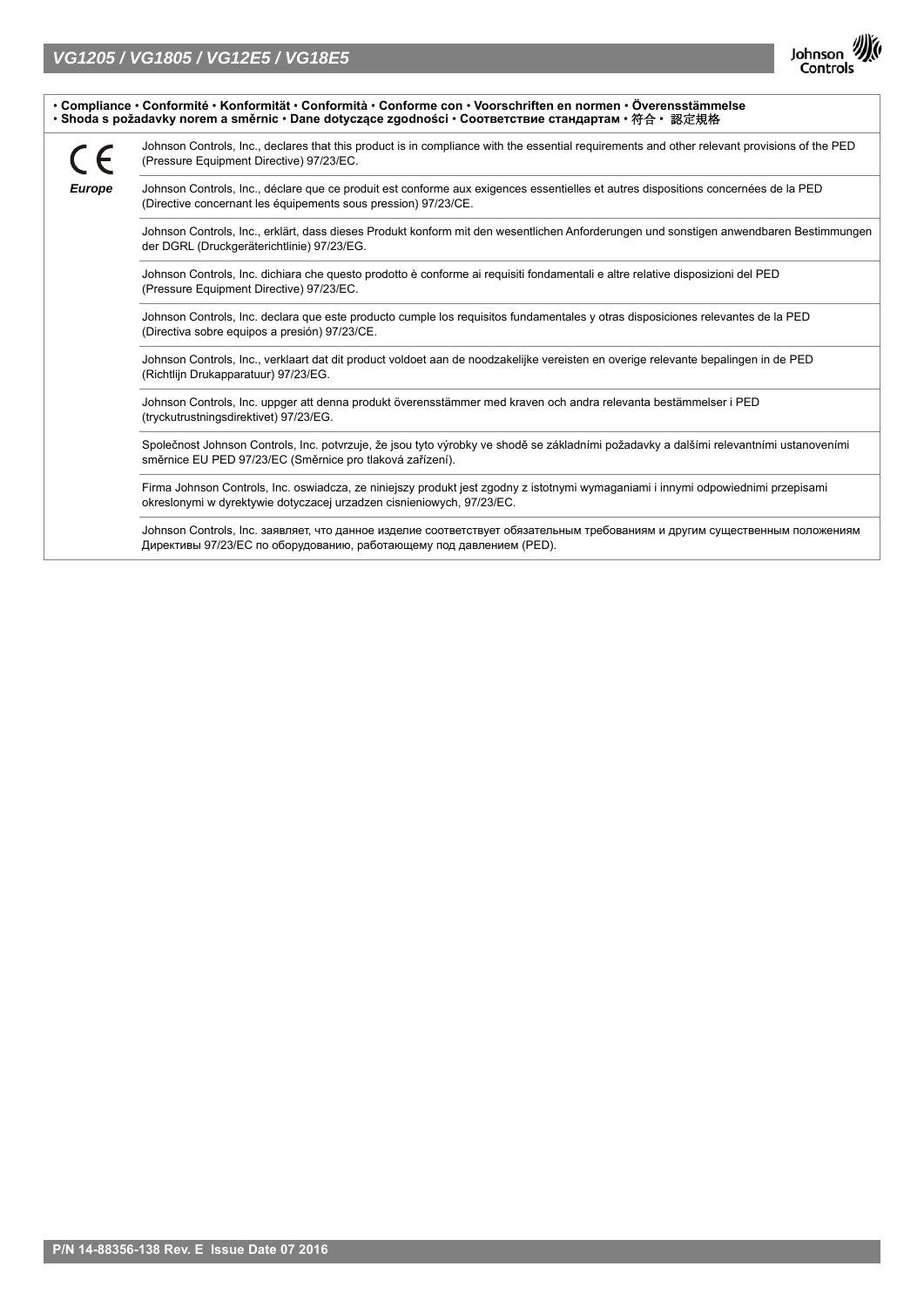**• Compliance • Conformité • Konformität • Conformità • Conforme con • Voorschriften en normen • Överensstämmelse**
**• Shoda s požadavky norem a směrnic • Dane dotyczące zgodności • Соответствие стандартам • 符合 • 認定規格**

| | |
|---|---|
| CE<br>***Europe*** | Johnson Controls, Inc., declares that this product is in compliance with the essential requirements and other relevant provisions of the PED (Pressure Equipment Directive) 97/23/EC. |
| | Johnson Controls, Inc., déclare que ce produit est conforme aux exigences essentielles et autres dispositions concernées de la PED (Directive concernant les équipements sous pression) 97/23/CE. |
| | Johnson Controls, Inc., erklärt, dass dieses Produkt konform mit den wesentlichen Anforderungen und sonstigen anwendbaren Bestimmungen der DGRL (Druckgeräterichtlinie) 97/23/EG. |
| | Johnson Controls, Inc. dichiara che questo prodotto è conforme ai requisiti fondamentali e altre relative disposizioni del PED (Pressure Equipment Directive) 97/23/EC. |
| | Johnson Controls, Inc. declara que este producto cumple los requisitos fundamentales y otras disposiciones relevantes de la PED (Directiva sobre equipos a presión) 97/23/CE. |
| | Johnson Controls, Inc., verklaart dat dit product voldoet aan de noodzakelijke vereisten en overige relevante bepalingen in de PED (Richtlijn Drukapparatuur) 97/23/EG. |
| | Johnson Controls, Inc. uppger att denna produkt överensstämmer med kraven och andra relevanta bestämmelser i PED (tryckutrustningsdirektivet) 97/23/EG. |
| | Společnost Johnson Controls, Inc. potvrzuje, že jsou tyto výrobky ve shodě se základními požadavky a dalšími relevantními ustanoveními směrnice EU PED 97/23/EC (Směrnice pro tlaková zařízení). |
| | Firma Johnson Controls, Inc. oswiadcza, ze niniejszy produkt jest zgodny z istotnymi wymaganiami i innymi odpowiednimi przepisami okreslonymi w dyrektywie dotyczacej urzadzen cisnieniowych, 97/23/EC. |
| | Johnson Controls, Inc. заявляет, что данное изделие соответствует обязательным требованиям и другим существенным положениям Директивы 97/23/EC по оборудованию, работающему под давлением (PED). |

**P/N 14-88356-138 Rev. E Issue Date 07 2016**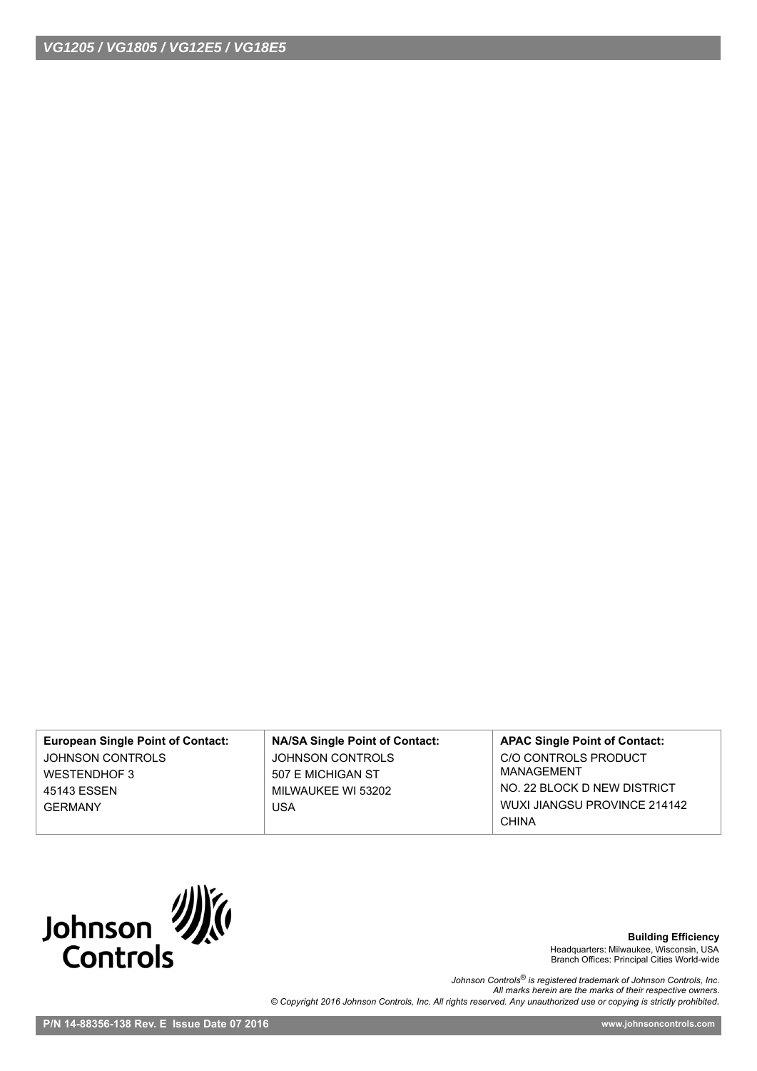| European Single Point of Contact: | NA/SA Single Point of Contact: | APAC Single Point of Contact: |
|---|---|---|
| JOHNSON CONTROLS<br>WESTENDHOF 3<br>45143 ESSEN<br>GERMANY | JOHNSON CONTROLS<br>507 E MICHIGAN ST<br>MILWAUKEE WI 53202<br>USA | C/O CONTROLS PRODUCT MANAGEMENT<br>NO. 22 BLOCK D NEW DISTRICT<br>WUXI JIANGSU PROVINCE 214142<br>CHINA |

Johnson Controls

**Building Efficiency**
Headquarters: Milwaukee, Wisconsin, USA
Branch Offices: Principal Cities World-wide

*Johnson Controls® is registered trademark of Johnson Controls, Inc.*
*All marks herein are the marks of their respective owners.*
*© Copyright 2016 Johnson Controls, Inc. All rights reserved. Any unauthorized use or copying is strictly prohibited.*

**P/N 14-88356-138 Rev. E Issue Date 07 2016**

www.johnsoncontrols.com